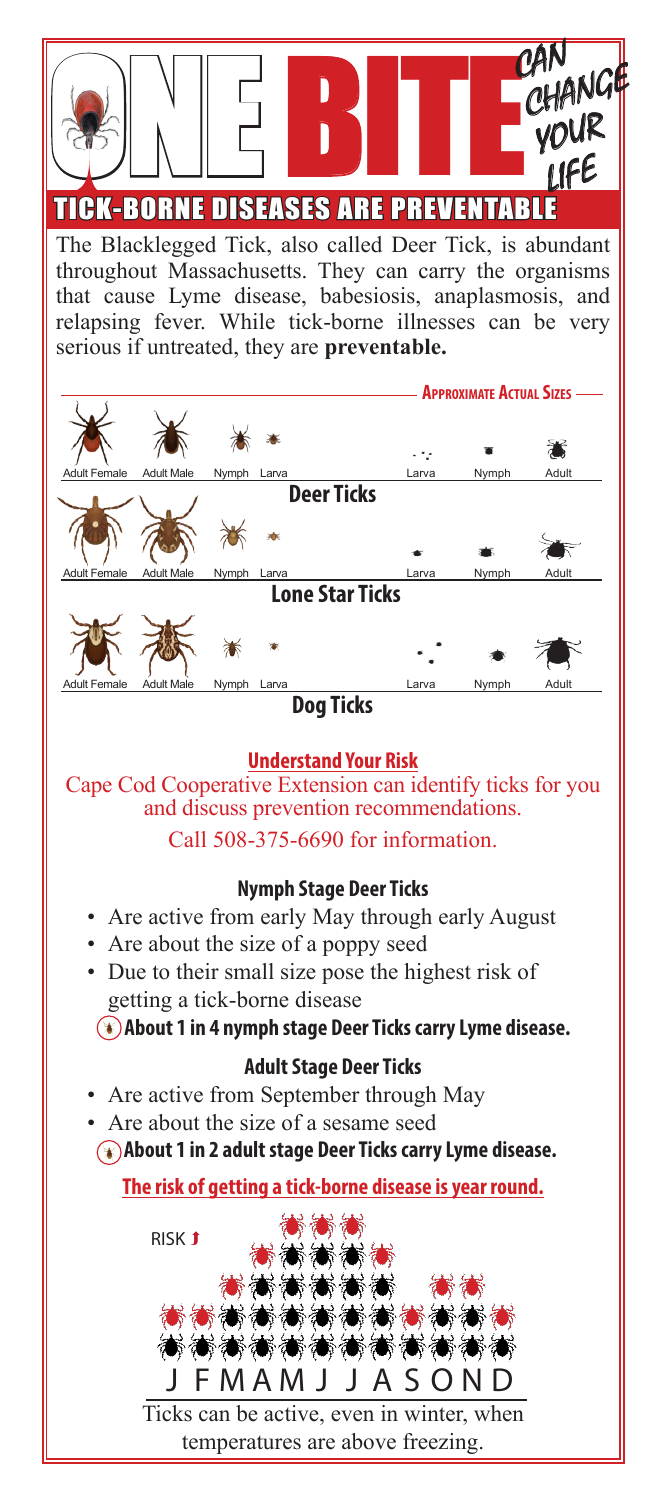# ONE BITE CAN CHANGE YOUR LIFE

## TICK-BORNE DISEASES ARE PREVENTABLE

The Blacklegged Tick, also called Deer Tick, is abundant throughout Massachusetts. They can carry the organisms that cause Lyme disease, babesiosis, anaplasmosis, and relapsing fever. While tick-borne illnesses can be very serious if untreated, they are **preventable.**

**Approximate Actual Sizes**

Adult Female Adult Male Nymph Larva — Larva Nymph Adult

**Deer Ticks**

Adult Female Adult Male Nymph Larva — Larva Nymph Adult

**Lone Star Ticks**

Adult Female Adult Male Nymph Larva — Larva Nymph Adult

**Dog Ticks**

### Understand Your Risk

Cape Cod Cooperative Extension can identify ticks for you and discuss prevention recommendations.

Call 508-375-6690 for information.

### Nymph Stage Deer Ticks

- Are active from early May through early August
- Are about the size of a poppy seed
- Due to their small size pose the highest risk of getting a tick-borne disease

**About 1 in 4 nymph stage Deer Ticks carry Lyme disease.**

### Adult Stage Deer Ticks

- Are active from September through May
- Are about the size of a sesame seed

**About 1 in 2 adult stage Deer Ticks carry Lyme disease.**

**The risk of getting a tick-borne disease is year round.**

RISK

J F M A M J J A S O N D

Ticks can be active, even in winter, when temperatures are above freezing.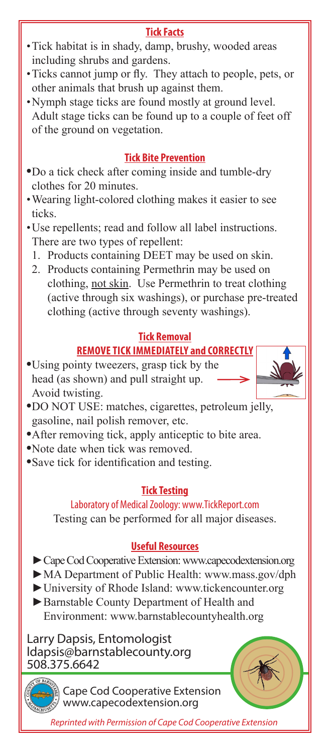## Tick Facts

- Tick habitat is in shady, damp, brushy, wooded areas including shrubs and gardens.
- Ticks cannot jump or fly. They attach to people, pets, or other animals that brush up against them.
- Nymph stage ticks are found mostly at ground level. Adult stage ticks can be found up to a couple of feet off of the ground on vegetation.

## Tick Bite Prevention

- Do a tick check after coming inside and tumble-dry clothes for 20 minutes.
- Wearing light-colored clothing makes it easier to see ticks.
- Use repellents; read and follow all label instructions. There are two types of repellent:
  1. Products containing DEET may be used on skin.
  2. Products containing Permethrin may be used on clothing, not skin. Use Permethrin to treat clothing (active through six washings), or purchase pre-treated clothing (active through seventy washings).

## Tick Removal

**REMOVE TICK IMMEDIATELY and CORRECTLY**

- Using pointy tweezers, grasp tick by the head (as shown) and pull straight up. Avoid twisting.
- DO NOT USE: matches, cigarettes, petroleum jelly, gasoline, nail polish remover, etc.
- After removing tick, apply anticeptic to bite area.
- Note date when tick was removed.
- Save tick for identification and testing.

## Tick Testing

Laboratory of Medical Zoology: www.TickReport.com

Testing can be performed for all major diseases.

## Useful Resources

- ► Cape Cod Cooperative Extension: www.capecodextension.org
- ► MA Department of Public Health: www.mass.gov/dph
- ► University of Rhode Island: www.tickencounter.org
- ► Barnstable County Department of Health and Environment: www.barnstablecountyhealth.org

Larry Dapsis, Entomologist
ldapsis@barnstablecounty.org
508.375.6642

Cape Cod Cooperative Extension
www.capecodextension.org

*Reprinted with Permission of Cape Cod Cooperative Extension*